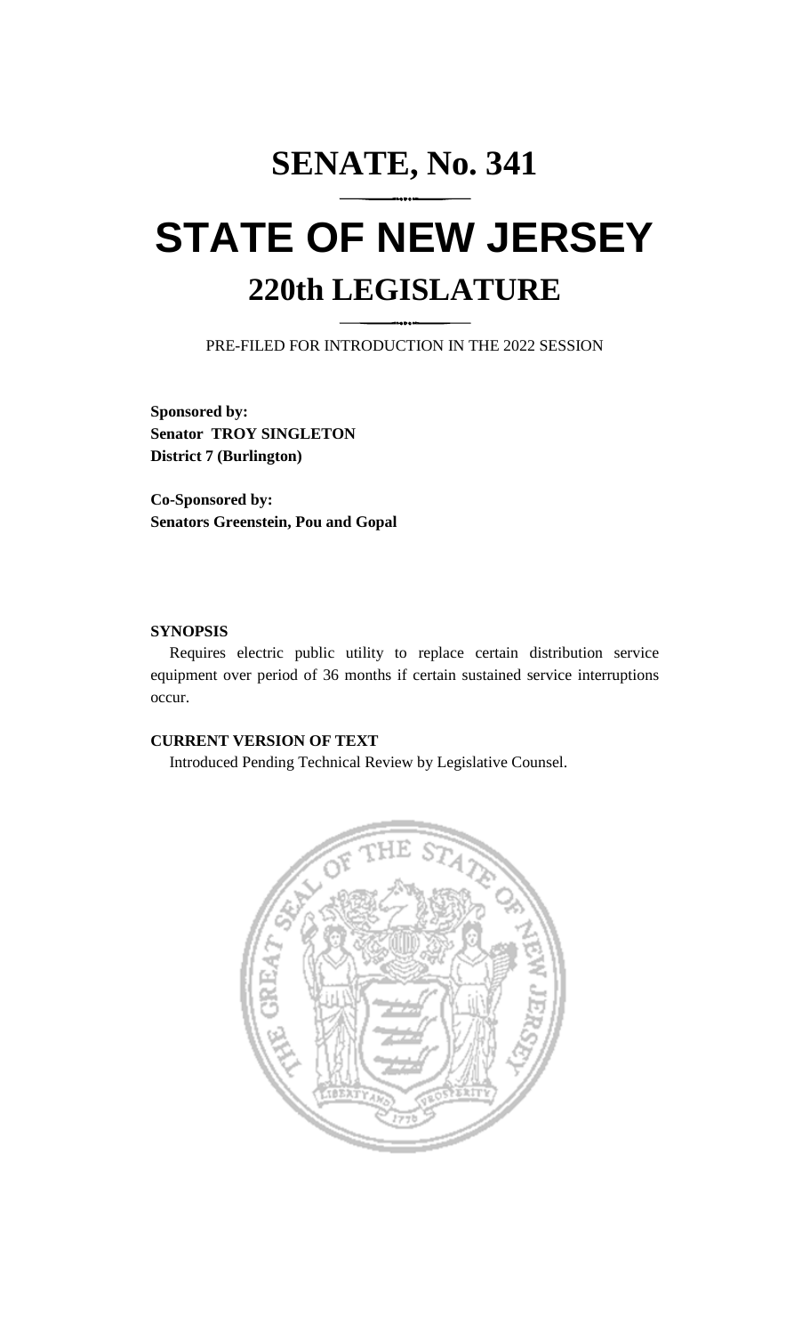# SENATE, No. 341

# STATE OF NEW JERSEY

## 220th LEGISLATURE

PRE-FILED FOR INTRODUCTION IN THE 2022 SESSION

**Sponsored by:**
**Senator TROY SINGLETON**
**District 7 (Burlington)**

**Co-Sponsored by:**
**Senators Greenstein, Pou and Gopal**

**SYNOPSIS**

Requires electric public utility to replace certain distribution service equipment over period of 36 months if certain sustained service interruptions occur.

**CURRENT VERSION OF TEXT**

Introduced Pending Technical Review by Legislative Counsel.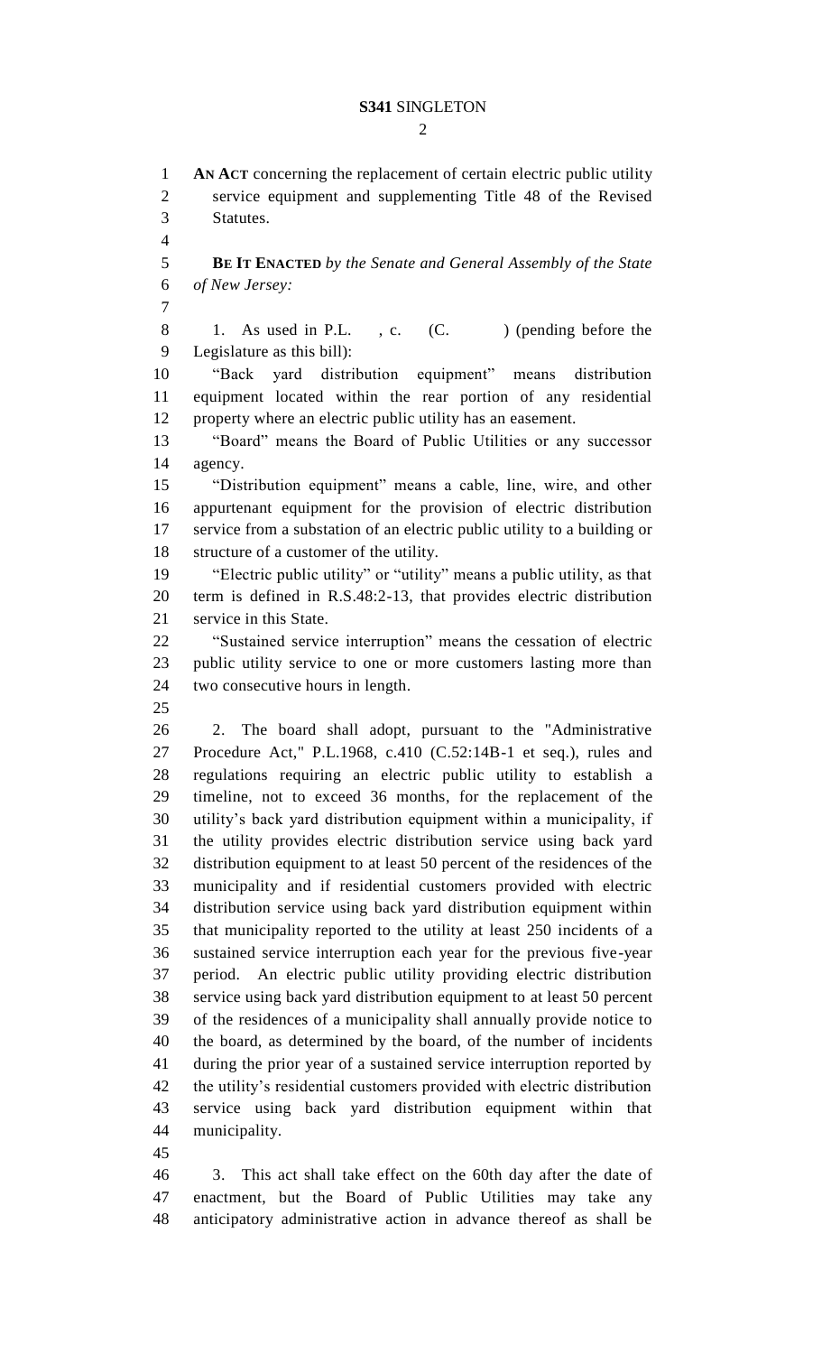**AN ACT** concerning the replacement of certain electric public utility service equipment and supplementing Title 48 of the Revised Statutes.

**BE IT ENACTED** *by the Senate and General Assembly of the State of New Jersey:*

1. As used in P.L. , c. (C. ) (pending before the Legislature as this bill):

"Back yard distribution equipment" means distribution equipment located within the rear portion of any residential property where an electric public utility has an easement.

"Board" means the Board of Public Utilities or any successor agency.

"Distribution equipment" means a cable, line, wire, and other appurtenant equipment for the provision of electric distribution service from a substation of an electric public utility to a building or structure of a customer of the utility.

"Electric public utility" or "utility" means a public utility, as that term is defined in R.S.48:2-13, that provides electric distribution service in this State.

"Sustained service interruption" means the cessation of electric public utility service to one or more customers lasting more than two consecutive hours in length.

2. The board shall adopt, pursuant to the "Administrative Procedure Act," P.L.1968, c.410 (C.52:14B-1 et seq.), rules and regulations requiring an electric public utility to establish a timeline, not to exceed 36 months, for the replacement of the utility's back yard distribution equipment within a municipality, if the utility provides electric distribution service using back yard distribution equipment to at least 50 percent of the residences of the municipality and if residential customers provided with electric distribution service using back yard distribution equipment within that municipality reported to the utility at least 250 incidents of a sustained service interruption each year for the previous five-year period. An electric public utility providing electric distribution service using back yard distribution equipment to at least 50 percent of the residences of a municipality shall annually provide notice to the board, as determined by the board, of the number of incidents during the prior year of a sustained service interruption reported by the utility's residential customers provided with electric distribution service using back yard distribution equipment within that municipality.

3. This act shall take effect on the 60th day after the date of enactment, but the Board of Public Utilities may take any anticipatory administrative action in advance thereof as shall be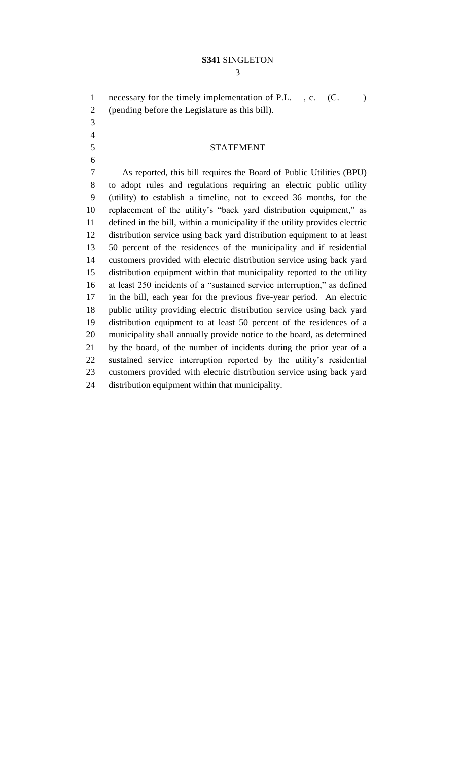necessary for the timely implementation of P.L. , c. (C. ) (pending before the Legislature as this bill).

## STATEMENT

As reported, this bill requires the Board of Public Utilities (BPU) to adopt rules and regulations requiring an electric public utility (utility) to establish a timeline, not to exceed 36 months, for the replacement of the utility's "back yard distribution equipment," as defined in the bill, within a municipality if the utility provides electric distribution service using back yard distribution equipment to at least 50 percent of the residences of the municipality and if residential customers provided with electric distribution service using back yard distribution equipment within that municipality reported to the utility at least 250 incidents of a "sustained service interruption," as defined in the bill, each year for the previous five-year period. An electric public utility providing electric distribution service using back yard distribution equipment to at least 50 percent of the residences of a municipality shall annually provide notice to the board, as determined by the board, of the number of incidents during the prior year of a sustained service interruption reported by the utility's residential customers provided with electric distribution service using back yard distribution equipment within that municipality.